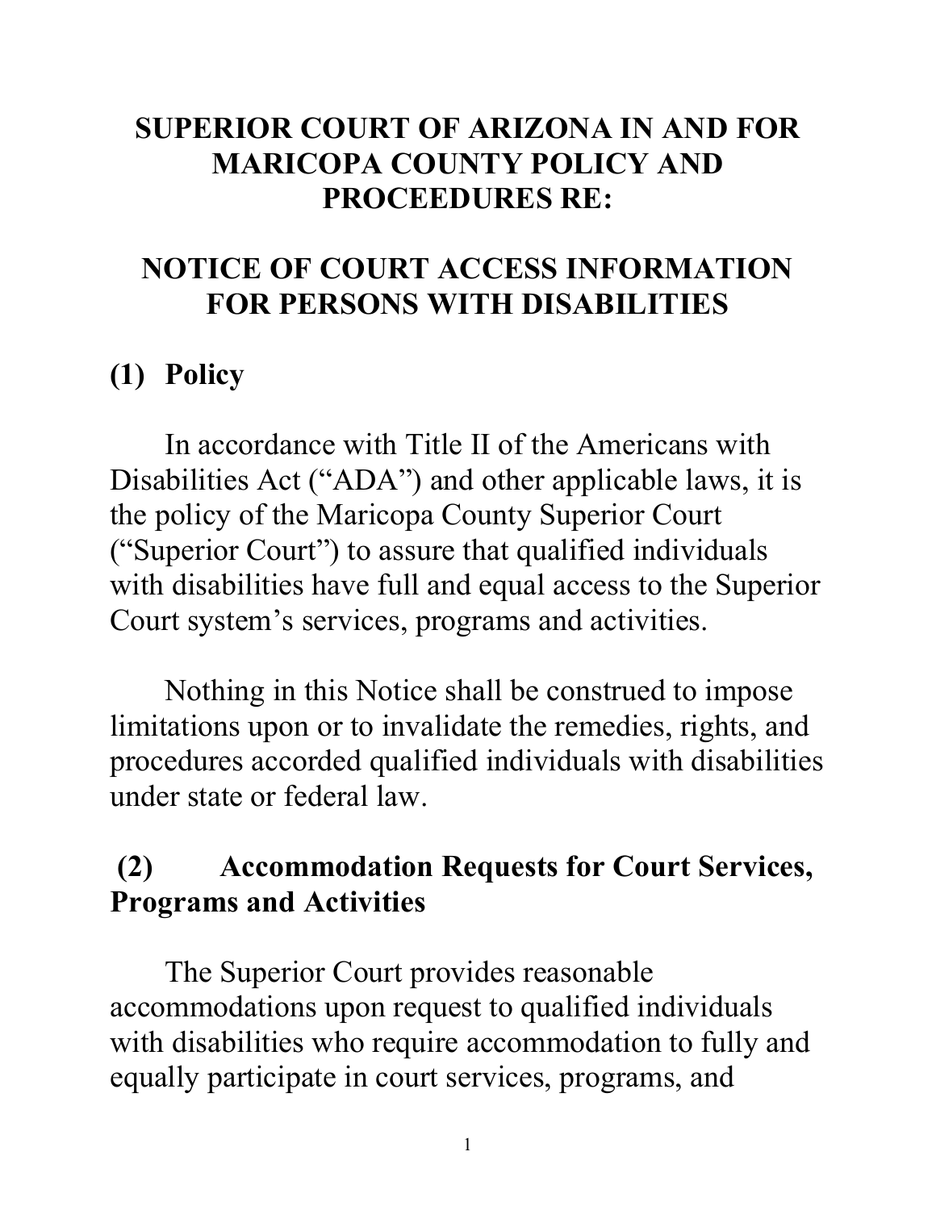# SUPERIOR COURT OF ARIZONA IN AND FOR MARICOPA COUNTY POLICY AND PROCEDURES RE:

# NOTICE OF COURT ACCESS INFORMATION FOR PERSONS WITH DISABILITIES

## (1) Policy

In accordance with Title II of the Americans with Disabilities Act ("ADA") and other applicable laws, it is the policy of the Maricopa County Superior Court ("Superior Court") to assure that qualified individuals with disabilities have full and equal access to the Superior Court system's services, programs and activities.

Nothing in this Notice shall be construed to impose limitations upon or to invalidate the remedies, rights, and procedures accorded qualified individuals with disabilities under state or federal law.

## (2) Accommodation Requests for Court Services, Programs and Activities

The Superior Court provides reasonable accommodations upon request to qualified individuals with disabilities who require accommodation to fully and equally participate in court services, programs, and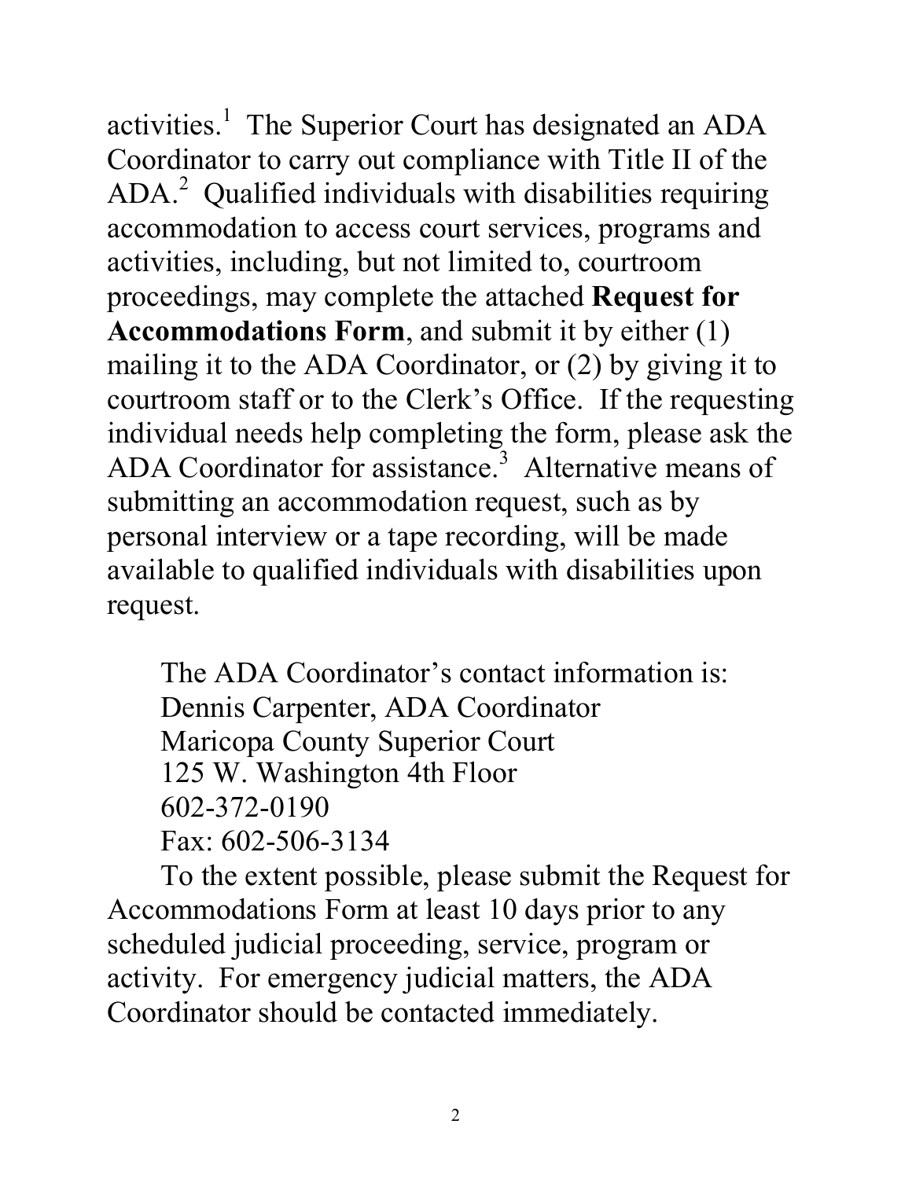activities.[1] The Superior Court has designated an ADA Coordinator to carry out compliance with Title II of the ADA.[2] Qualified individuals with disabilities requiring accommodation to access court services, programs and activities, including, but not limited to, courtroom proceedings, may complete the attached **Request for Accommodations Form**, and submit it by either (1) mailing it to the ADA Coordinator, or (2) by giving it to courtroom staff or to the Clerk's Office. If the requesting individual needs help completing the form, please ask the ADA Coordinator for assistance.[3] Alternative means of submitting an accommodation request, such as by personal interview or a tape recording, will be made available to qualified individuals with disabilities upon request.

The ADA Coordinator's contact information is:
Dennis Carpenter, ADA Coordinator
Maricopa County Superior Court
125 W. Washington 4th Floor
602-372-0190
Fax: 602-506-3134

To the extent possible, please submit the Request for Accommodations Form at least 10 days prior to any scheduled judicial proceeding, service, program or activity. For emergency judicial matters, the ADA Coordinator should be contacted immediately.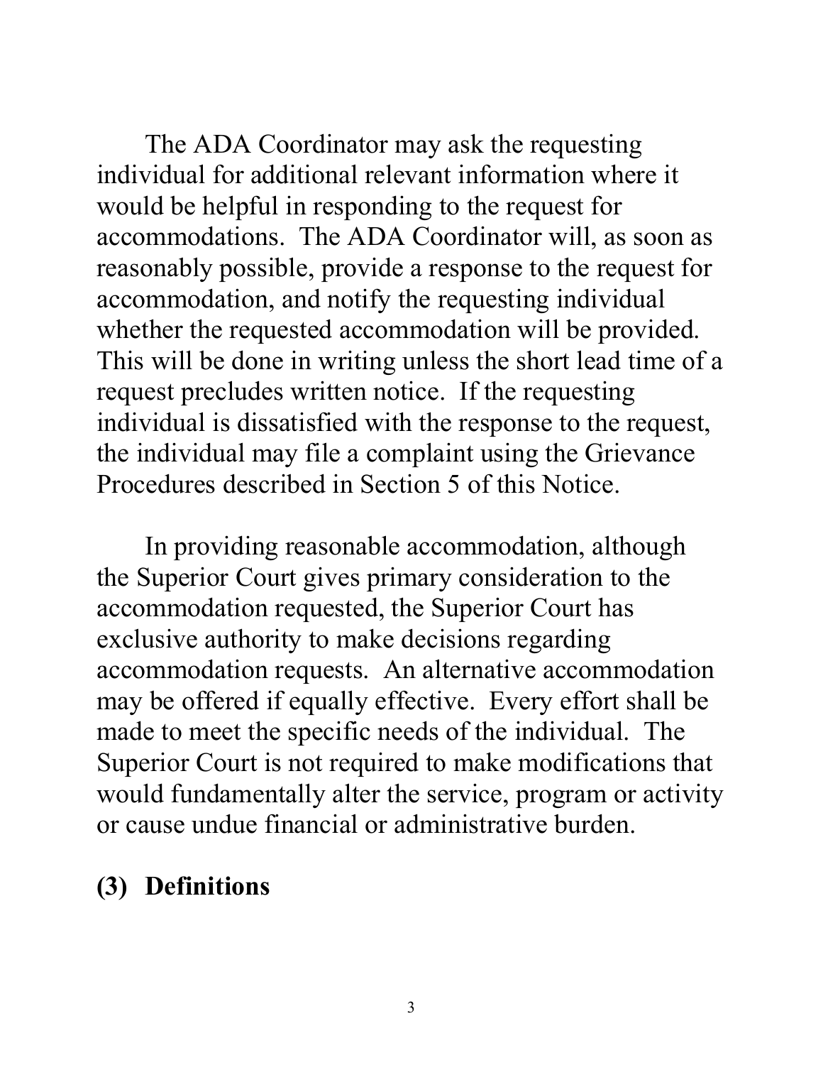The ADA Coordinator may ask the requesting individual for additional relevant information where it would be helpful in responding to the request for accommodations. The ADA Coordinator will, as soon as reasonably possible, provide a response to the request for accommodation, and notify the requesting individual whether the requested accommodation will be provided. This will be done in writing unless the short lead time of a request precludes written notice. If the requesting individual is dissatisfied with the response to the request, the individual may file a complaint using the Grievance Procedures described in Section 5 of this Notice.

In providing reasonable accommodation, although the Superior Court gives primary consideration to the accommodation requested, the Superior Court has exclusive authority to make decisions regarding accommodation requests. An alternative accommodation may be offered if equally effective. Every effort shall be made to meet the specific needs of the individual. The Superior Court is not required to make modifications that would fundamentally alter the service, program or activity or cause undue financial or administrative burden.

## (3) Definitions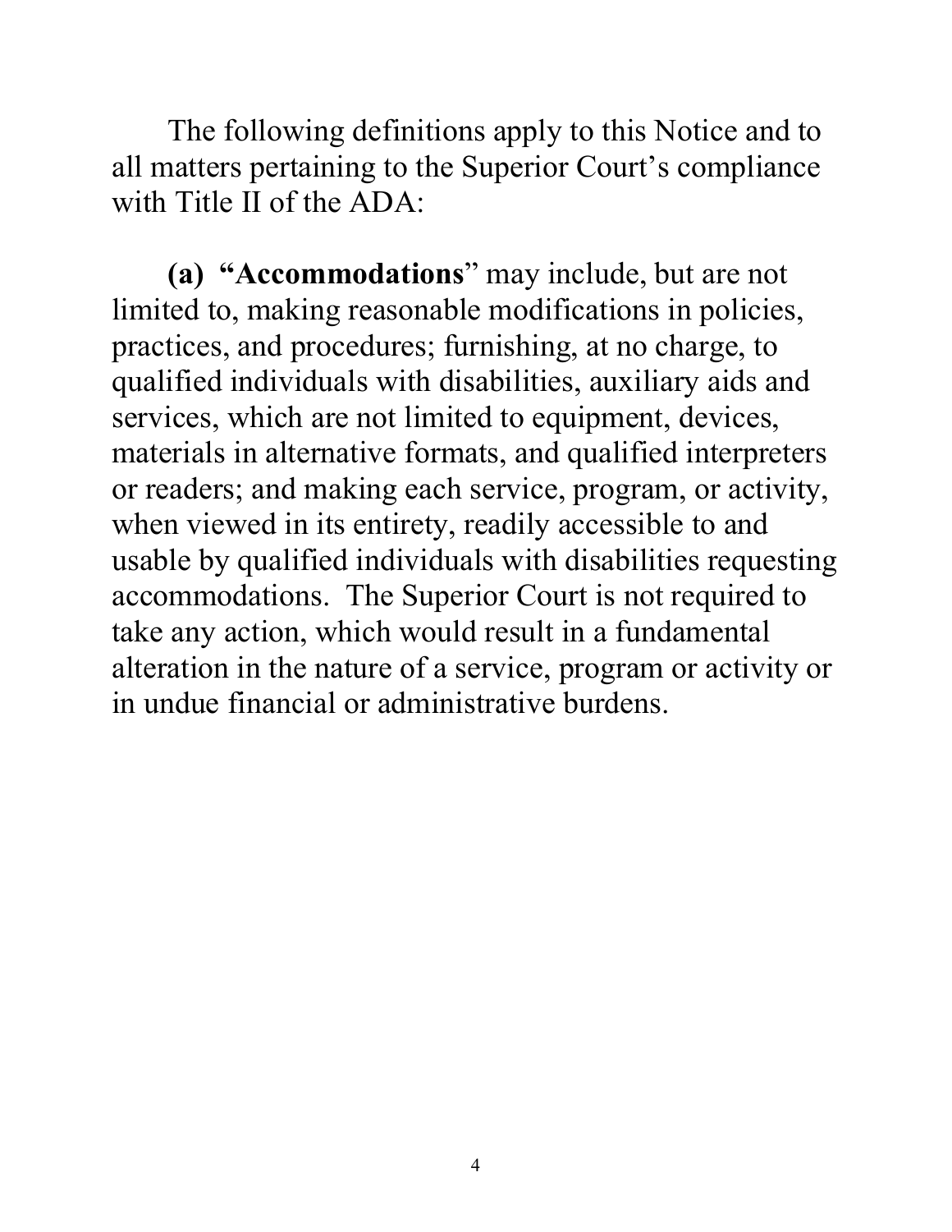The following definitions apply to this Notice and to all matters pertaining to the Superior Court's compliance with Title II of the ADA:

**(a) "Accommodations**" may include, but are not limited to, making reasonable modifications in policies, practices, and procedures; furnishing, at no charge, to qualified individuals with disabilities, auxiliary aids and services, which are not limited to equipment, devices, materials in alternative formats, and qualified interpreters or readers; and making each service, program, or activity, when viewed in its entirety, readily accessible to and usable by qualified individuals with disabilities requesting accommodations. The Superior Court is not required to take any action, which would result in a fundamental alteration in the nature of a service, program or activity or in undue financial or administrative burdens.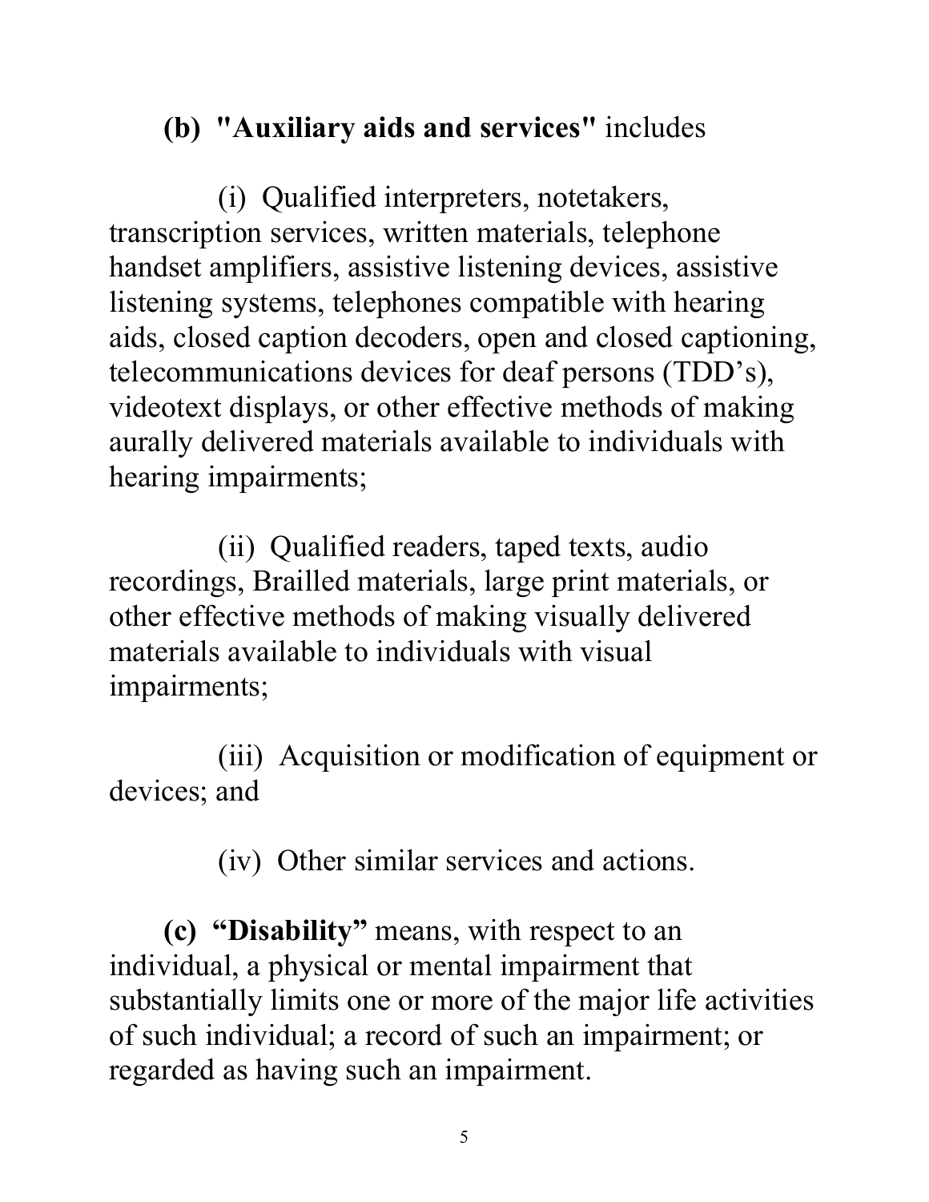**(b) "Auxiliary aids and services"** includes

(i) Qualified interpreters, notetakers, transcription services, written materials, telephone handset amplifiers, assistive listening devices, assistive listening systems, telephones compatible with hearing aids, closed caption decoders, open and closed captioning, telecommunications devices for deaf persons (TDD's), videotext displays, or other effective methods of making aurally delivered materials available to individuals with hearing impairments;

(ii) Qualified readers, taped texts, audio recordings, Brailled materials, large print materials, or other effective methods of making visually delivered materials available to individuals with visual impairments;

(iii) Acquisition or modification of equipment or devices; and

(iv) Other similar services and actions.

**(c) "Disability"** means, with respect to an individual, a physical or mental impairment that substantially limits one or more of the major life activities of such individual; a record of such an impairment; or regarded as having such an impairment.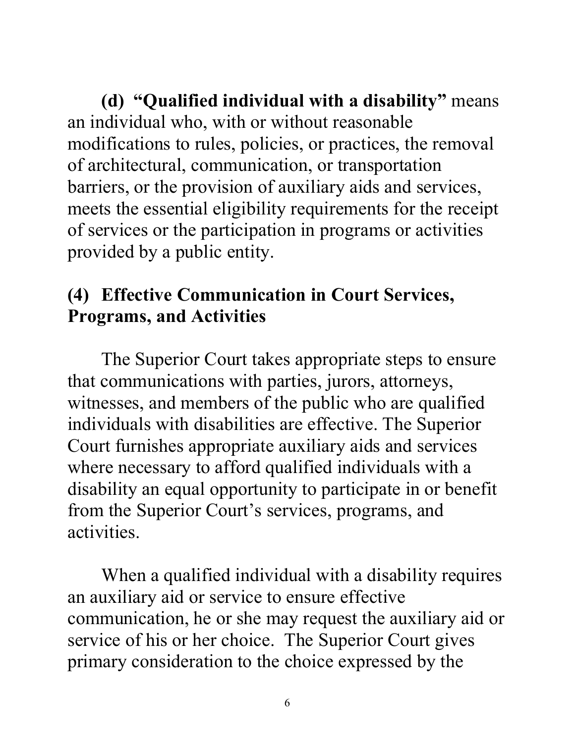**(d) "Qualified individual with a disability"** means an individual who, with or without reasonable modifications to rules, policies, or practices, the removal of architectural, communication, or transportation barriers, or the provision of auxiliary aids and services, meets the essential eligibility requirements for the receipt of services or the participation in programs or activities provided by a public entity.

## (4) Effective Communication in Court Services, Programs, and Activities

The Superior Court takes appropriate steps to ensure that communications with parties, jurors, attorneys, witnesses, and members of the public who are qualified individuals with disabilities are effective. The Superior Court furnishes appropriate auxiliary aids and services where necessary to afford qualified individuals with a disability an equal opportunity to participate in or benefit from the Superior Court's services, programs, and activities.

When a qualified individual with a disability requires an auxiliary aid or service to ensure effective communication, he or she may request the auxiliary aid or service of his or her choice. The Superior Court gives primary consideration to the choice expressed by the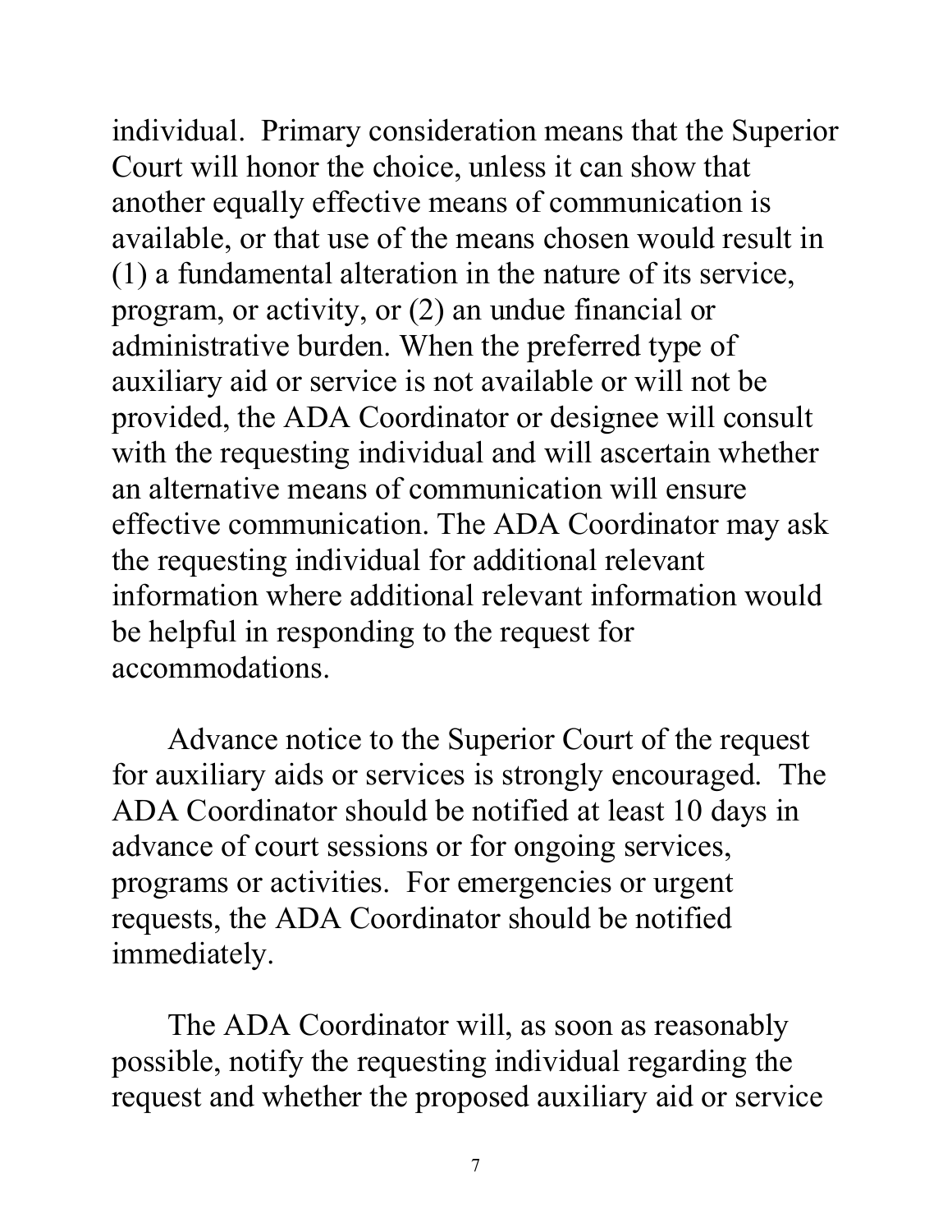individual. Primary consideration means that the Superior Court will honor the choice, unless it can show that another equally effective means of communication is available, or that use of the means chosen would result in (1) a fundamental alteration in the nature of its service, program, or activity, or (2) an undue financial or administrative burden. When the preferred type of auxiliary aid or service is not available or will not be provided, the ADA Coordinator or designee will consult with the requesting individual and will ascertain whether an alternative means of communication will ensure effective communication. The ADA Coordinator may ask the requesting individual for additional relevant information where additional relevant information would be helpful in responding to the request for accommodations.

Advance notice to the Superior Court of the request for auxiliary aids or services is strongly encouraged. The ADA Coordinator should be notified at least 10 days in advance of court sessions or for ongoing services, programs or activities. For emergencies or urgent requests, the ADA Coordinator should be notified immediately.

The ADA Coordinator will, as soon as reasonably possible, notify the requesting individual regarding the request and whether the proposed auxiliary aid or service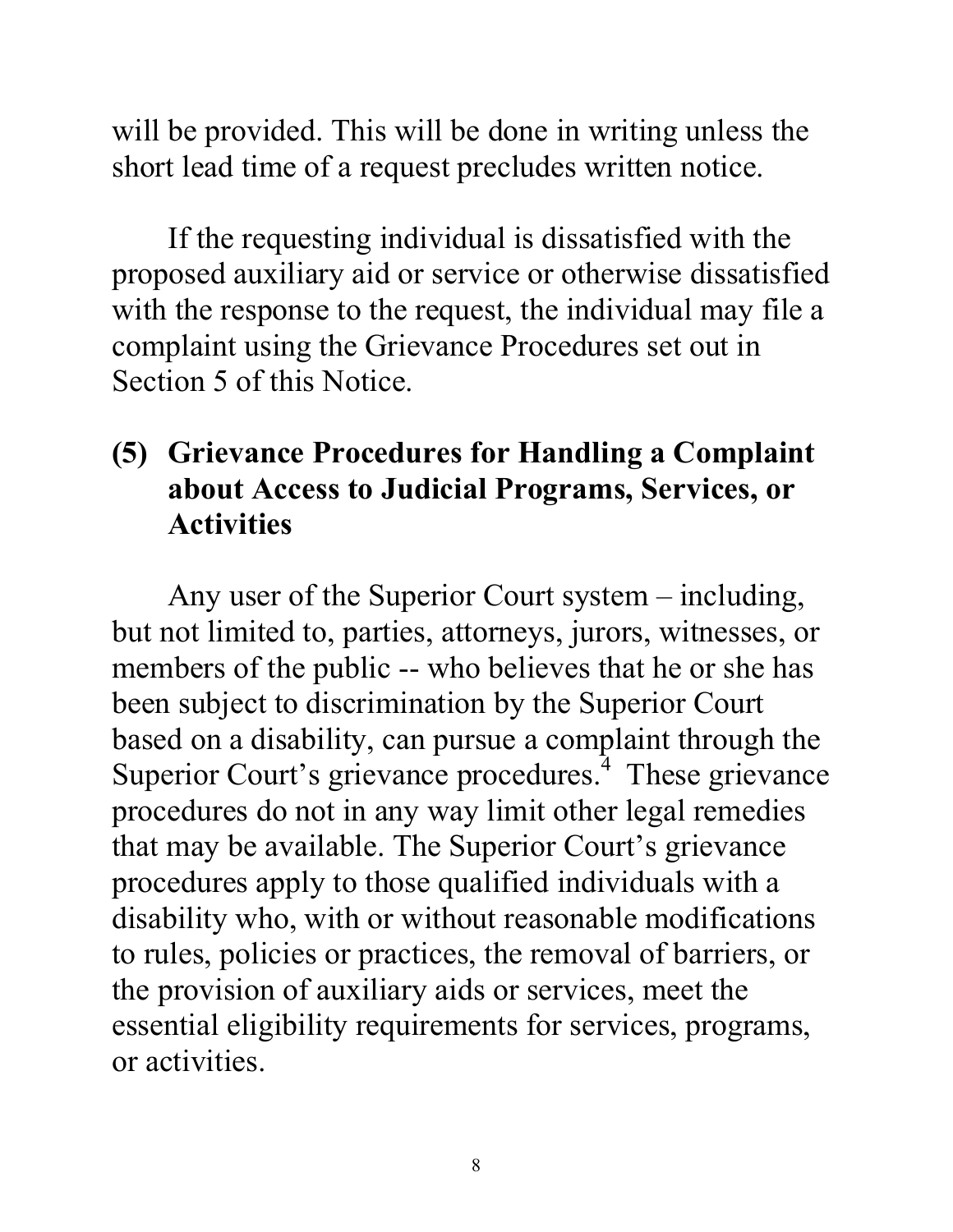will be provided. This will be done in writing unless the short lead time of a request precludes written notice.

If the requesting individual is dissatisfied with the proposed auxiliary aid or service or otherwise dissatisfied with the response to the request, the individual may file a complaint using the Grievance Procedures set out in Section 5 of this Notice.

## (5) Grievance Procedures for Handling a Complaint about Access to Judicial Programs, Services, or Activities

Any user of the Superior Court system – including, but not limited to, parties, attorneys, jurors, witnesses, or members of the public -- who believes that he or she has been subject to discrimination by the Superior Court based on a disability, can pursue a complaint through the Superior Court's grievance procedures.[4] These grievance procedures do not in any way limit other legal remedies that may be available. The Superior Court's grievance procedures apply to those qualified individuals with a disability who, with or without reasonable modifications to rules, policies or practices, the removal of barriers, or the provision of auxiliary aids or services, meet the essential eligibility requirements for services, programs, or activities.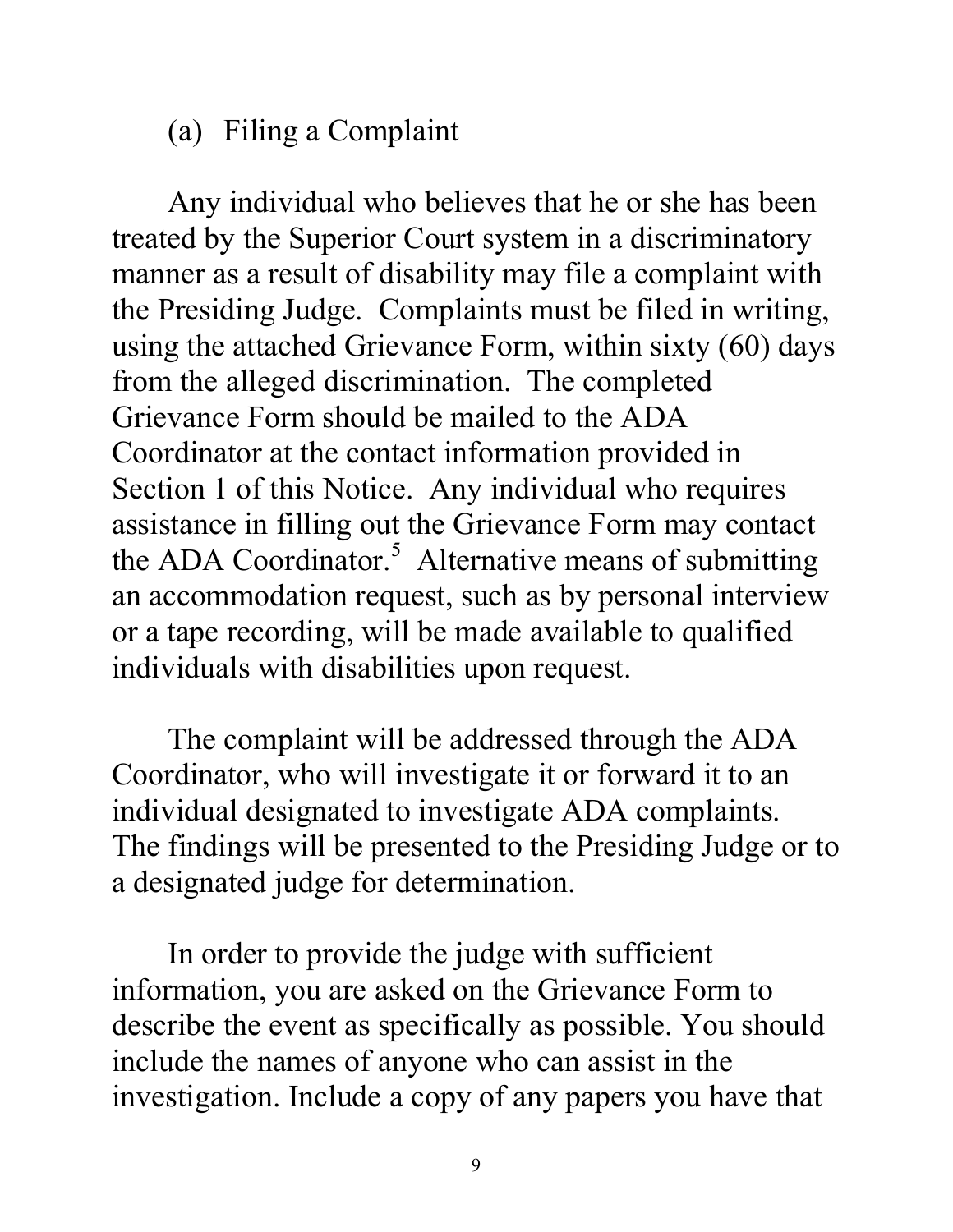### (a) Filing a Complaint

Any individual who believes that he or she has been treated by the Superior Court system in a discriminatory manner as a result of disability may file a complaint with the Presiding Judge. Complaints must be filed in writing, using the attached Grievance Form, within sixty (60) days from the alleged discrimination. The completed Grievance Form should be mailed to the ADA Coordinator at the contact information provided in Section 1 of this Notice. Any individual who requires assistance in filling out the Grievance Form may contact the ADA Coordinator.[5] Alternative means of submitting an accommodation request, such as by personal interview or a tape recording, will be made available to qualified individuals with disabilities upon request.

The complaint will be addressed through the ADA Coordinator, who will investigate it or forward it to an individual designated to investigate ADA complaints. The findings will be presented to the Presiding Judge or to a designated judge for determination.

In order to provide the judge with sufficient information, you are asked on the Grievance Form to describe the event as specifically as possible. You should include the names of anyone who can assist in the investigation. Include a copy of any papers you have that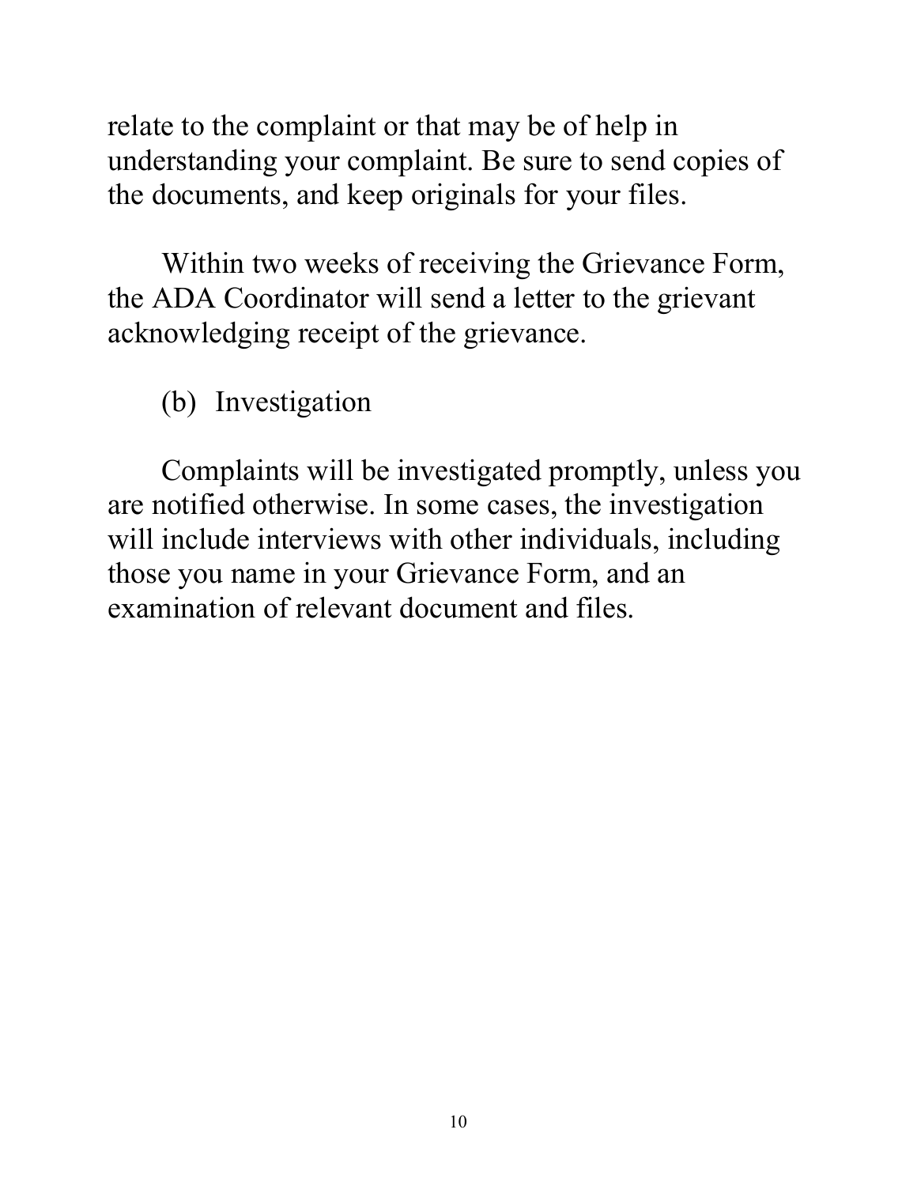relate to the complaint or that may be of help in understanding your complaint. Be sure to send copies of the documents, and keep originals for your files.

Within two weeks of receiving the Grievance Form, the ADA Coordinator will send a letter to the grievant acknowledging receipt of the grievance.

(b) Investigation

Complaints will be investigated promptly, unless you are notified otherwise. In some cases, the investigation will include interviews with other individuals, including those you name in your Grievance Form, and an examination of relevant document and files.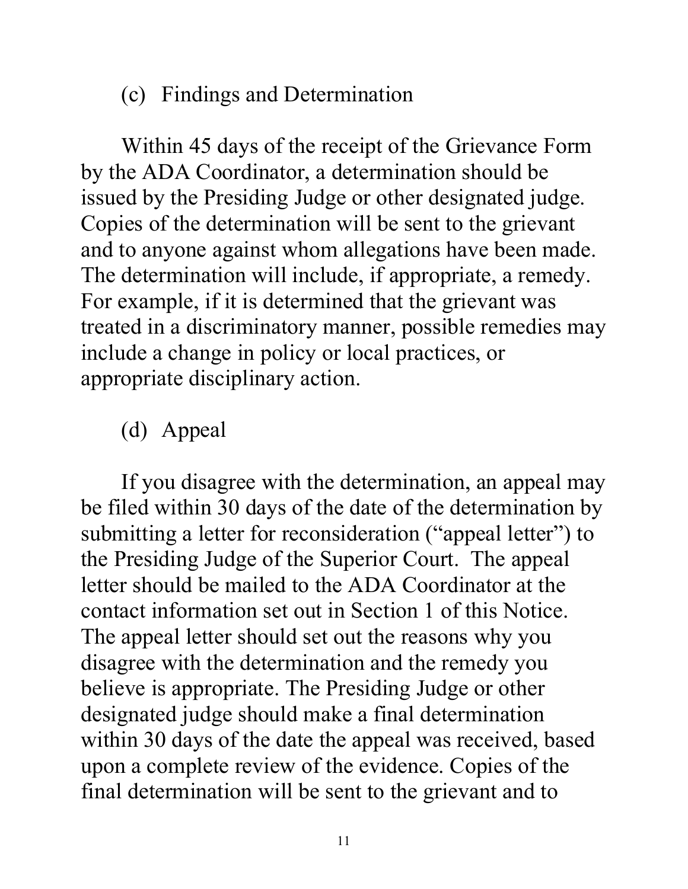### (c) Findings and Determination

Within 45 days of the receipt of the Grievance Form by the ADA Coordinator, a determination should be issued by the Presiding Judge or other designated judge. Copies of the determination will be sent to the grievant and to anyone against whom allegations have been made. The determination will include, if appropriate, a remedy. For example, if it is determined that the grievant was treated in a discriminatory manner, possible remedies may include a change in policy or local practices, or appropriate disciplinary action.

### (d) Appeal

If you disagree with the determination, an appeal may be filed within 30 days of the date of the determination by submitting a letter for reconsideration ("appeal letter") to the Presiding Judge of the Superior Court. The appeal letter should be mailed to the ADA Coordinator at the contact information set out in Section 1 of this Notice. The appeal letter should set out the reasons why you disagree with the determination and the remedy you believe is appropriate. The Presiding Judge or other designated judge should make a final determination within 30 days of the date the appeal was received, based upon a complete review of the evidence. Copies of the final determination will be sent to the grievant and to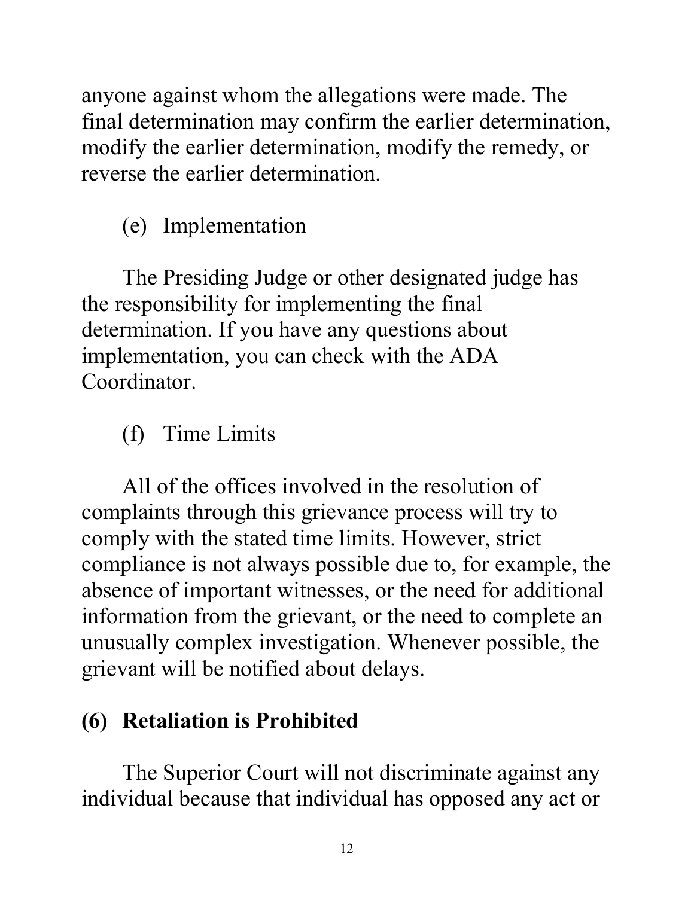anyone against whom the allegations were made. The final determination may confirm the earlier determination, modify the earlier determination, modify the remedy, or reverse the earlier determination.

(e) Implementation

The Presiding Judge or other designated judge has the responsibility for implementing the final determination. If you have any questions about implementation, you can check with the ADA Coordinator.

(f) Time Limits

All of the offices involved in the resolution of complaints through this grievance process will try to comply with the stated time limits. However, strict compliance is not always possible due to, for example, the absence of important witnesses, or the need for additional information from the grievant, or the need to complete an unusually complex investigation. Whenever possible, the grievant will be notified about delays.

## (6) Retaliation is Prohibited

The Superior Court will not discriminate against any individual because that individual has opposed any act or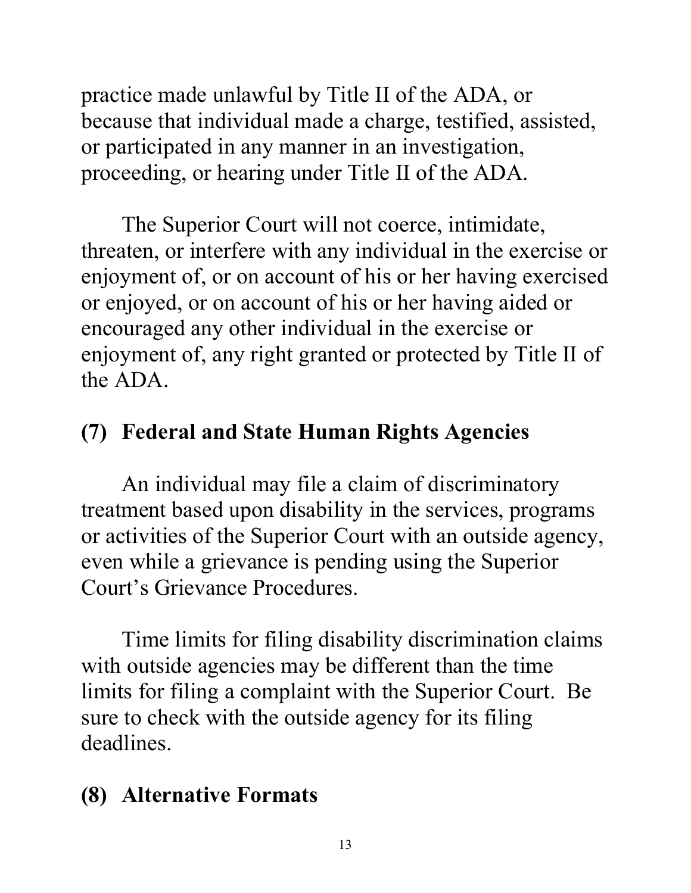practice made unlawful by Title II of the ADA, or because that individual made a charge, testified, assisted, or participated in any manner in an investigation, proceeding, or hearing under Title II of the ADA.

The Superior Court will not coerce, intimidate, threaten, or interfere with any individual in the exercise or enjoyment of, or on account of his or her having exercised or enjoyed, or on account of his or her having aided or encouraged any other individual in the exercise or enjoyment of, any right granted or protected by Title II of the ADA.

## (7) Federal and State Human Rights Agencies

An individual may file a claim of discriminatory treatment based upon disability in the services, programs or activities of the Superior Court with an outside agency, even while a grievance is pending using the Superior Court's Grievance Procedures.

Time limits for filing disability discrimination claims with outside agencies may be different than the time limits for filing a complaint with the Superior Court. Be sure to check with the outside agency for its filing deadlines.

## (8) Alternative Formats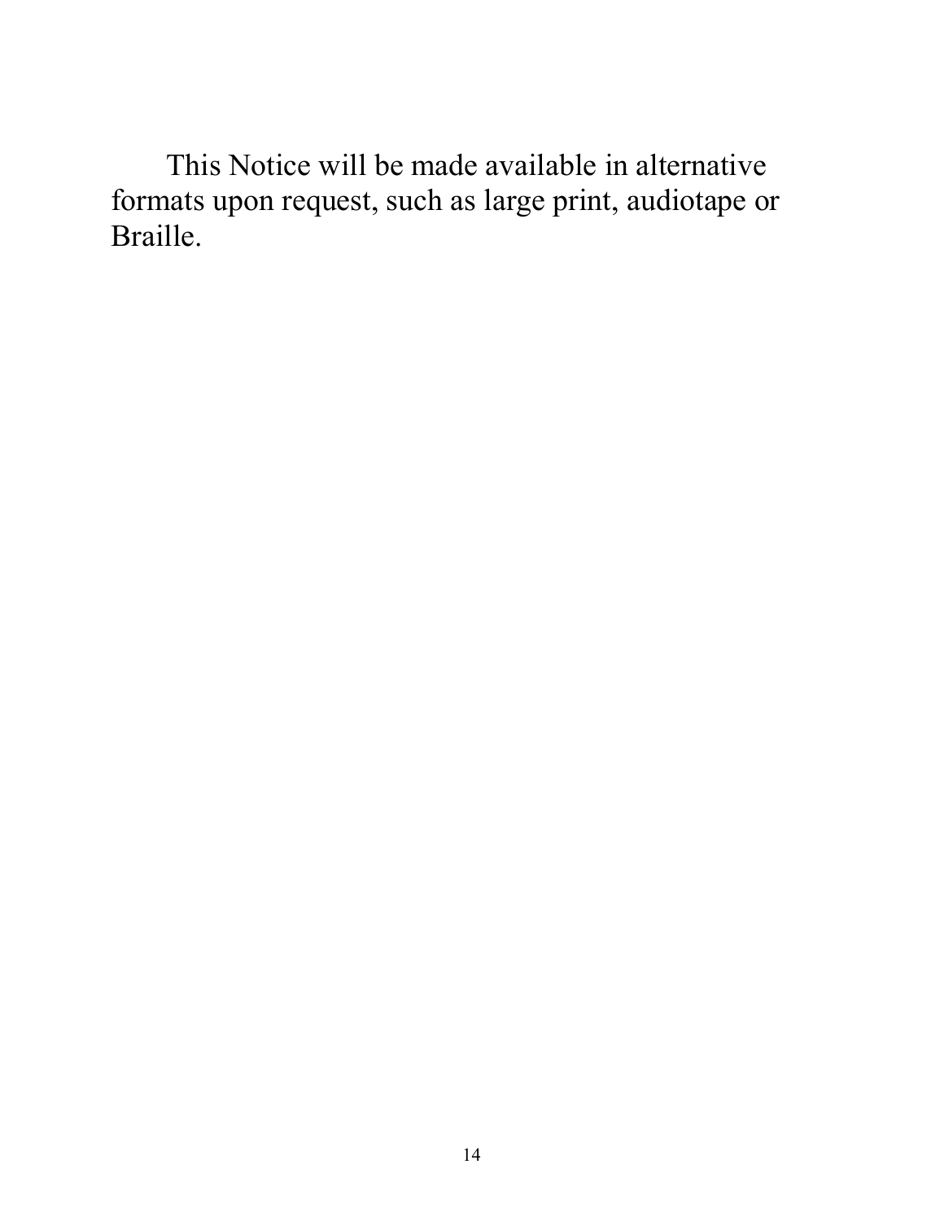This Notice will be made available in alternative formats upon request, such as large print, audiotape or Braille.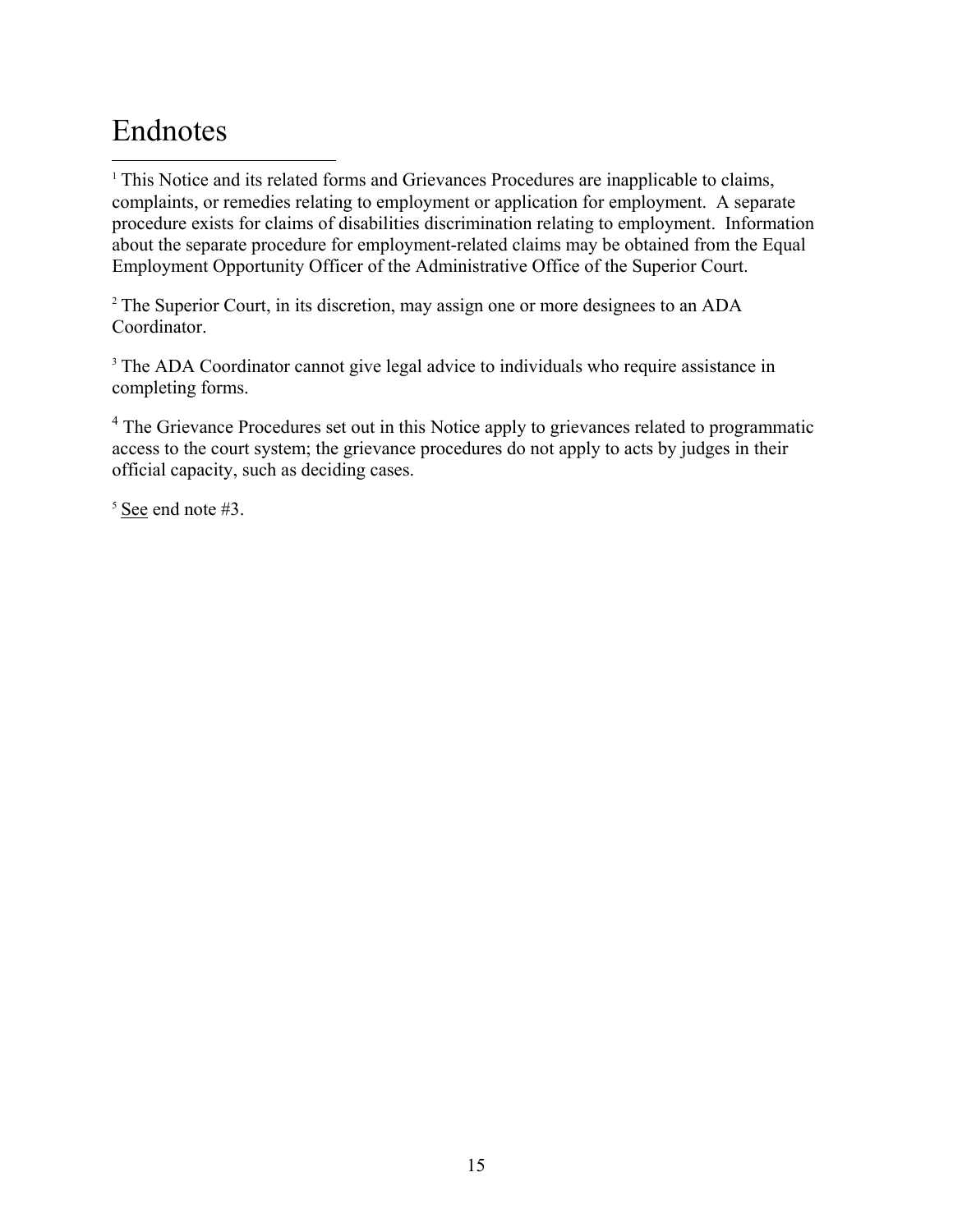# Endnotes

[1] This Notice and its related forms and Grievances Procedures are inapplicable to claims, complaints, or remedies relating to employment or application for employment. A separate procedure exists for claims of disabilities discrimination relating to employment. Information about the separate procedure for employment-related claims may be obtained from the Equal Employment Opportunity Officer of the Administrative Office of the Superior Court.

[2] The Superior Court, in its discretion, may assign one or more designees to an ADA Coordinator.

[3] The ADA Coordinator cannot give legal advice to individuals who require assistance in completing forms.

[4] The Grievance Procedures set out in this Notice apply to grievances related to programmatic access to the court system; the grievance procedures do not apply to acts by judges in their official capacity, such as deciding cases.

[5] See end note #3.